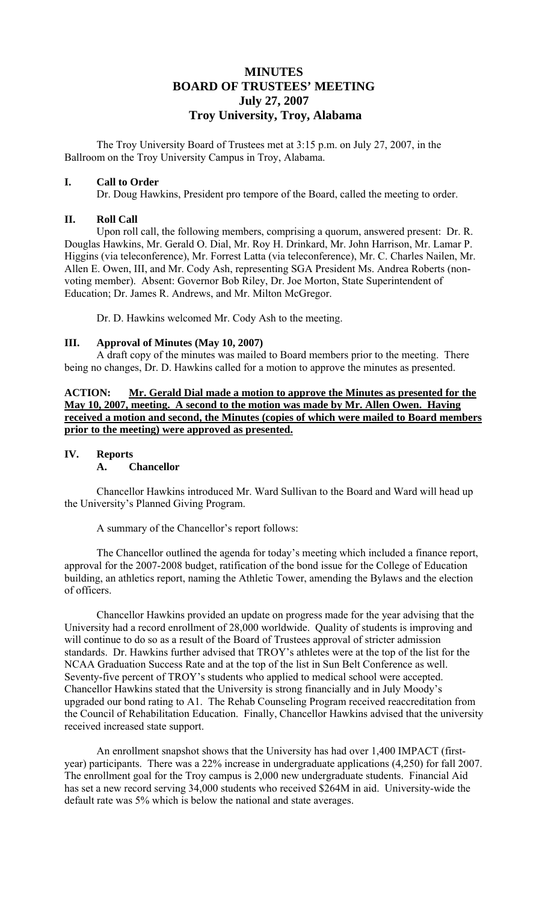# MINUTES
# BOARD OF TRUSTEES' MEETING
# July 27, 2007
# Troy University, Troy, Alabama

The Troy University Board of Trustees met at 3:15 p.m. on July 27, 2007, in the Ballroom on the Troy University Campus in Troy, Alabama.

## I. Call to Order

Dr. Doug Hawkins, President pro tempore of the Board, called the meeting to order.

## II. Roll Call

Upon roll call, the following members, comprising a quorum, answered present: Dr. R. Douglas Hawkins, Mr. Gerald O. Dial, Mr. Roy H. Drinkard, Mr. John Harrison, Mr. Lamar P. Higgins (via teleconference), Mr. Forrest Latta (via teleconference), Mr. C. Charles Nailen, Mr. Allen E. Owen, III, and Mr. Cody Ash, representing SGA President Ms. Andrea Roberts (non-voting member). Absent: Governor Bob Riley, Dr. Joe Morton, State Superintendent of Education; Dr. James R. Andrews, and Mr. Milton McGregor.

Dr. D. Hawkins welcomed Mr. Cody Ash to the meeting.

## III. Approval of Minutes (May 10, 2007)

A draft copy of the minutes was mailed to Board members prior to the meeting. There being no changes, Dr. D. Hawkins called for a motion to approve the minutes as presented.

**ACTION:** **Mr. Gerald Dial made a motion to approve the Minutes as presented for the May 10, 2007, meeting. A second to the motion was made by Mr. Allen Owen. Having received a motion and second, the Minutes (copies of which were mailed to Board members prior to the meeting) were approved as presented.**

## IV. Reports

### A. Chancellor

Chancellor Hawkins introduced Mr. Ward Sullivan to the Board and Ward will head up the University's Planned Giving Program.

A summary of the Chancellor's report follows:

The Chancellor outlined the agenda for today's meeting which included a finance report, approval for the 2007-2008 budget, ratification of the bond issue for the College of Education building, an athletics report, naming the Athletic Tower, amending the Bylaws and the election of officers.

Chancellor Hawkins provided an update on progress made for the year advising that the University had a record enrollment of 28,000 worldwide. Quality of students is improving and will continue to do so as a result of the Board of Trustees approval of stricter admission standards. Dr. Hawkins further advised that TROY's athletes were at the top of the list for the NCAA Graduation Success Rate and at the top of the list in Sun Belt Conference as well. Seventy-five percent of TROY's students who applied to medical school were accepted. Chancellor Hawkins stated that the University is strong financially and in July Moody's upgraded our bond rating to A1. The Rehab Counseling Program received reaccreditation from the Council of Rehabilitation Education. Finally, Chancellor Hawkins advised that the university received increased state support.

An enrollment snapshot shows that the University has had over 1,400 IMPACT (first-year) participants. There was a 22% increase in undergraduate applications (4,250) for fall 2007. The enrollment goal for the Troy campus is 2,000 new undergraduate students. Financial Aid has set a new record serving 34,000 students who received $264M in aid. University-wide the default rate was 5% which is below the national and state averages.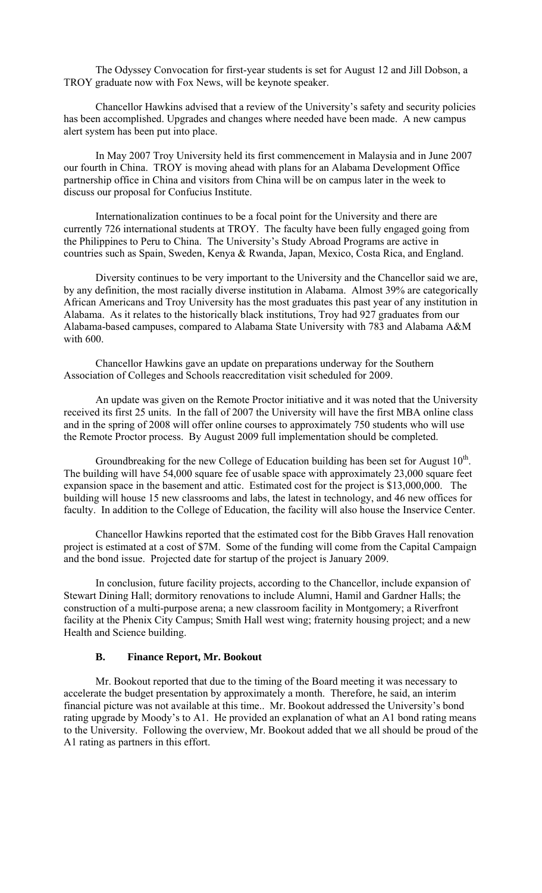The Odyssey Convocation for first-year students is set for August 12 and Jill Dobson, a TROY graduate now with Fox News, will be keynote speaker.

Chancellor Hawkins advised that a review of the University's safety and security policies has been accomplished. Upgrades and changes where needed have been made. A new campus alert system has been put into place.

In May 2007 Troy University held its first commencement in Malaysia and in June 2007 our fourth in China. TROY is moving ahead with plans for an Alabama Development Office partnership office in China and visitors from China will be on campus later in the week to discuss our proposal for Confucius Institute.

Internationalization continues to be a focal point for the University and there are currently 726 international students at TROY. The faculty have been fully engaged going from the Philippines to Peru to China. The University's Study Abroad Programs are active in countries such as Spain, Sweden, Kenya & Rwanda, Japan, Mexico, Costa Rica, and England.

Diversity continues to be very important to the University and the Chancellor said we are, by any definition, the most racially diverse institution in Alabama. Almost 39% are categorically African Americans and Troy University has the most graduates this past year of any institution in Alabama. As it relates to the historically black institutions, Troy had 927 graduates from our Alabama-based campuses, compared to Alabama State University with 783 and Alabama A&M with 600.

Chancellor Hawkins gave an update on preparations underway for the Southern Association of Colleges and Schools reaccreditation visit scheduled for 2009.

An update was given on the Remote Proctor initiative and it was noted that the University received its first 25 units. In the fall of 2007 the University will have the first MBA online class and in the spring of 2008 will offer online courses to approximately 750 students who will use the Remote Proctor process. By August 2009 full implementation should be completed.

Groundbreaking for the new College of Education building has been set for August 10th. The building will have 54,000 square fee of usable space with approximately 23,000 square feet expansion space in the basement and attic. Estimated cost for the project is $13,000,000. The building will house 15 new classrooms and labs, the latest in technology, and 46 new offices for faculty. In addition to the College of Education, the facility will also house the Inservice Center.

Chancellor Hawkins reported that the estimated cost for the Bibb Graves Hall renovation project is estimated at a cost of $7M. Some of the funding will come from the Capital Campaign and the bond issue. Projected date for startup of the project is January 2009.

In conclusion, future facility projects, according to the Chancellor, include expansion of Stewart Dining Hall; dormitory renovations to include Alumni, Hamil and Gardner Halls; the construction of a multi-purpose arena; a new classroom facility in Montgomery; a Riverfront facility at the Phenix City Campus; Smith Hall west wing; fraternity housing project; and a new Health and Science building.

### B. Finance Report, Mr. Bookout

Mr. Bookout reported that due to the timing of the Board meeting it was necessary to accelerate the budget presentation by approximately a month. Therefore, he said, an interim financial picture was not available at this time.. Mr. Bookout addressed the University's bond rating upgrade by Moody's to A1. He provided an explanation of what an A1 bond rating means to the University. Following the overview, Mr. Bookout added that we all should be proud of the A1 rating as partners in this effort.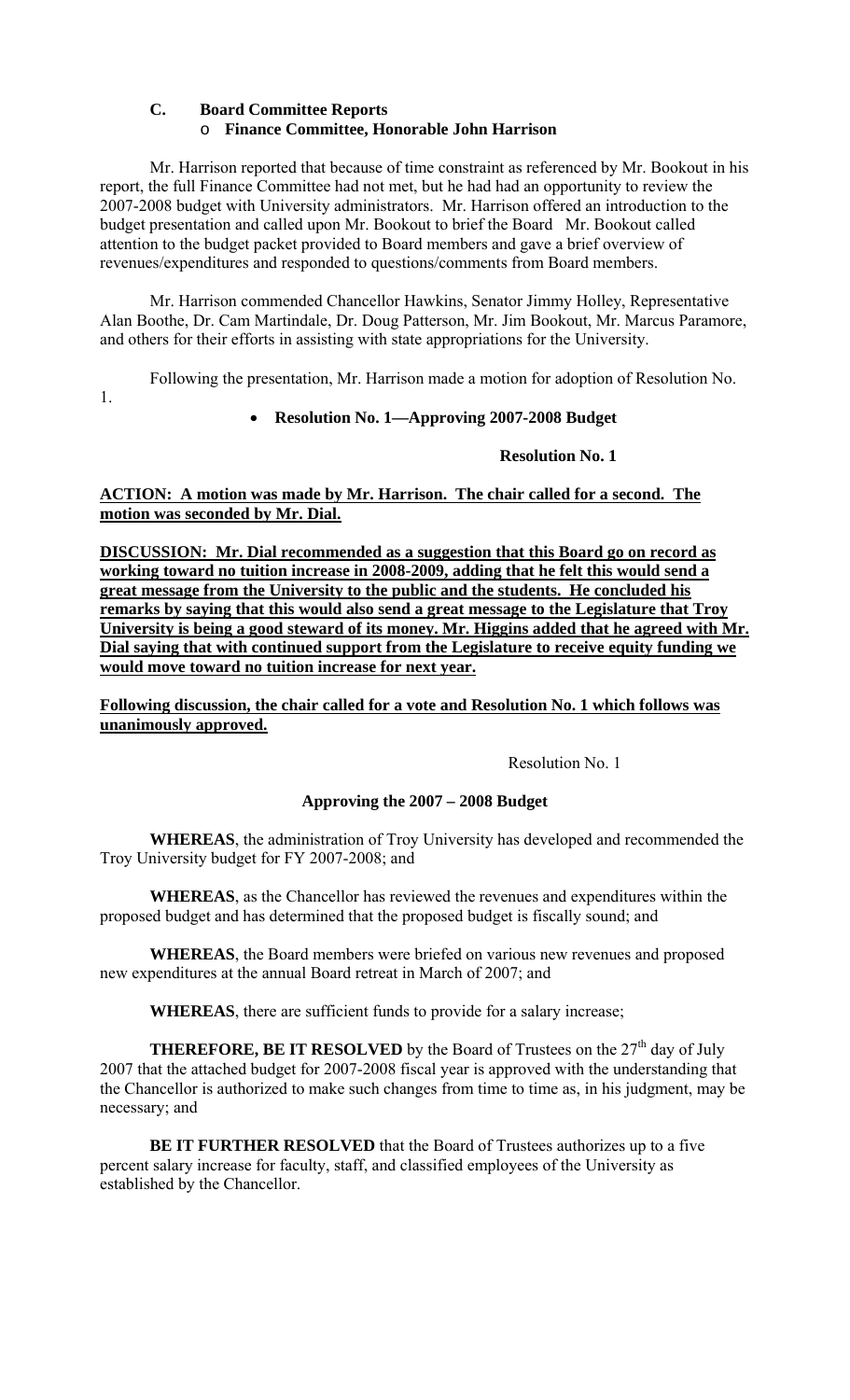### C. Board Committee Reports

- **Finance Committee, Honorable John Harrison**

Mr. Harrison reported that because of time constraint as referenced by Mr. Bookout in his report, the full Finance Committee had not met, but he had had an opportunity to review the 2007-2008 budget with University administrators. Mr. Harrison offered an introduction to the budget presentation and called upon Mr. Bookout to brief the Board Mr. Bookout called attention to the budget packet provided to Board members and gave a brief overview of revenues/expenditures and responded to questions/comments from Board members.

Mr. Harrison commended Chancellor Hawkins, Senator Jimmy Holley, Representative Alan Boothe, Dr. Cam Martindale, Dr. Doug Patterson, Mr. Jim Bookout, Mr. Marcus Paramore, and others for their efforts in assisting with state appropriations for the University.

Following the presentation, Mr. Harrison made a motion for adoption of Resolution No. 1.

- **Resolution No. 1—Approving 2007-2008 Budget**

**Resolution No. 1**

**ACTION: A motion was made by Mr. Harrison. The chair called for a second. The motion was seconded by Mr. Dial.**

**DISCUSSION: Mr. Dial recommended as a suggestion that this Board go on record as working toward no tuition increase in 2008-2009, adding that he felt this would send a great message from the University to the public and the students. He concluded his remarks by saying that this would also send a great message to the Legislature that Troy University is being a good steward of its money. Mr. Higgins added that he agreed with Mr. Dial saying that with continued support from the Legislature to receive equity funding we would move toward no tuition increase for next year.**

**Following discussion, the chair called for a vote and Resolution No. 1 which follows was unanimously approved.**

Resolution No. 1

**Approving the 2007 – 2008 Budget**

**WHEREAS**, the administration of Troy University has developed and recommended the Troy University budget for FY 2007-2008; and

**WHEREAS**, as the Chancellor has reviewed the revenues and expenditures within the proposed budget and has determined that the proposed budget is fiscally sound; and

**WHEREAS**, the Board members were briefed on various new revenues and proposed new expenditures at the annual Board retreat in March of 2007; and

**WHEREAS**, there are sufficient funds to provide for a salary increase;

**THEREFORE, BE IT RESOLVED** by the Board of Trustees on the 27th day of July 2007 that the attached budget for 2007-2008 fiscal year is approved with the understanding that the Chancellor is authorized to make such changes from time to time as, in his judgment, may be necessary; and

**BE IT FURTHER RESOLVED** that the Board of Trustees authorizes up to a five percent salary increase for faculty, staff, and classified employees of the University as established by the Chancellor.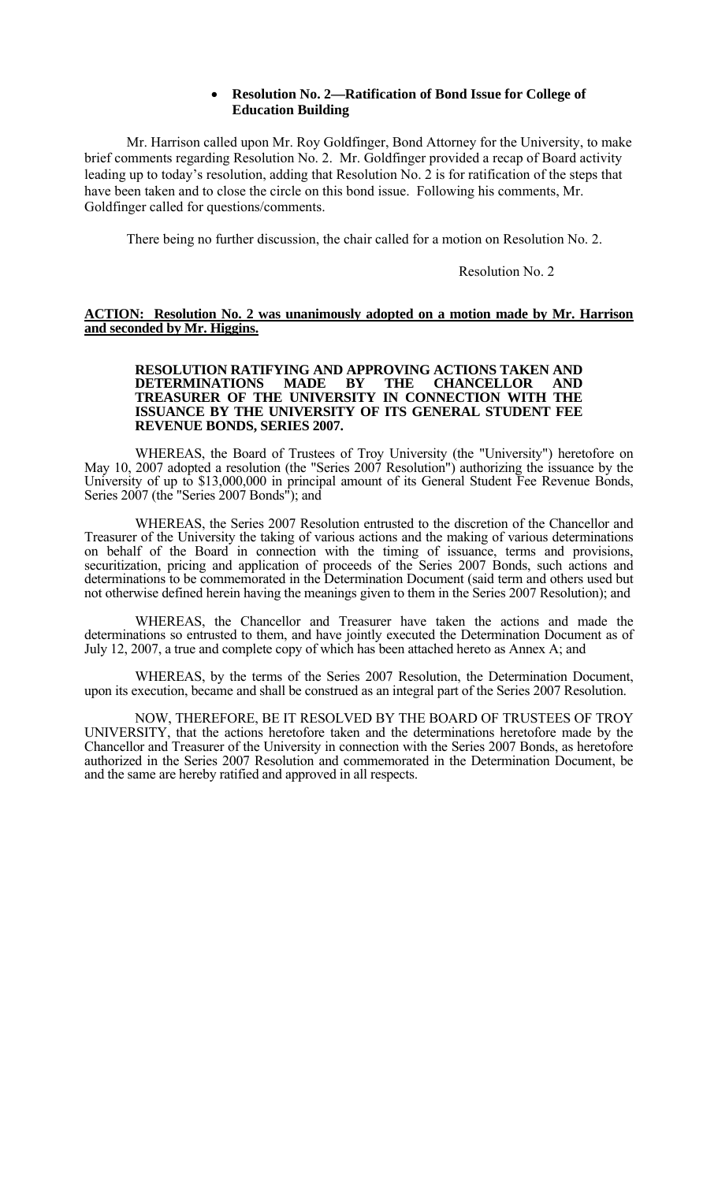- **Resolution No. 2—Ratification of Bond Issue for College of Education Building**

Mr. Harrison called upon Mr. Roy Goldfinger, Bond Attorney for the University, to make brief comments regarding Resolution No. 2. Mr. Goldfinger provided a recap of Board activity leading up to today's resolution, adding that Resolution No. 2 is for ratification of the steps that have been taken and to close the circle on this bond issue. Following his comments, Mr. Goldfinger called for questions/comments.

There being no further discussion, the chair called for a motion on Resolution No. 2.

Resolution No. 2

**ACTION: Resolution No. 2 was unanimously adopted on a motion made by Mr. Harrison and seconded by Mr. Higgins.**

**RESOLUTION RATIFYING AND APPROVING ACTIONS TAKEN AND DETERMINATIONS MADE BY THE CHANCELLOR AND TREASURER OF THE UNIVERSITY IN CONNECTION WITH THE ISSUANCE BY THE UNIVERSITY OF ITS GENERAL STUDENT FEE REVENUE BONDS, SERIES 2007.**

WHEREAS, the Board of Trustees of Troy University (the "University") heretofore on May 10, 2007 adopted a resolution (the "Series 2007 Resolution") authorizing the issuance by the University of up to $13,000,000 in principal amount of its General Student Fee Revenue Bonds, Series 2007 (the "Series 2007 Bonds"); and

WHEREAS, the Series 2007 Resolution entrusted to the discretion of the Chancellor and Treasurer of the University the taking of various actions and the making of various determinations on behalf of the Board in connection with the timing of issuance, terms and provisions, securitization, pricing and application of proceeds of the Series 2007 Bonds, such actions and determinations to be commemorated in the Determination Document (said term and others used but not otherwise defined herein having the meanings given to them in the Series 2007 Resolution); and

WHEREAS, the Chancellor and Treasurer have taken the actions and made the determinations so entrusted to them, and have jointly executed the Determination Document as of July 12, 2007, a true and complete copy of which has been attached hereto as Annex A; and

WHEREAS, by the terms of the Series 2007 Resolution, the Determination Document, upon its execution, became and shall be construed as an integral part of the Series 2007 Resolution.

NOW, THEREFORE, BE IT RESOLVED BY THE BOARD OF TRUSTEES OF TROY UNIVERSITY, that the actions heretofore taken and the determinations heretofore made by the Chancellor and Treasurer of the University in connection with the Series 2007 Bonds, as heretofore authorized in the Series 2007 Resolution and commemorated in the Determination Document, be and the same are hereby ratified and approved in all respects.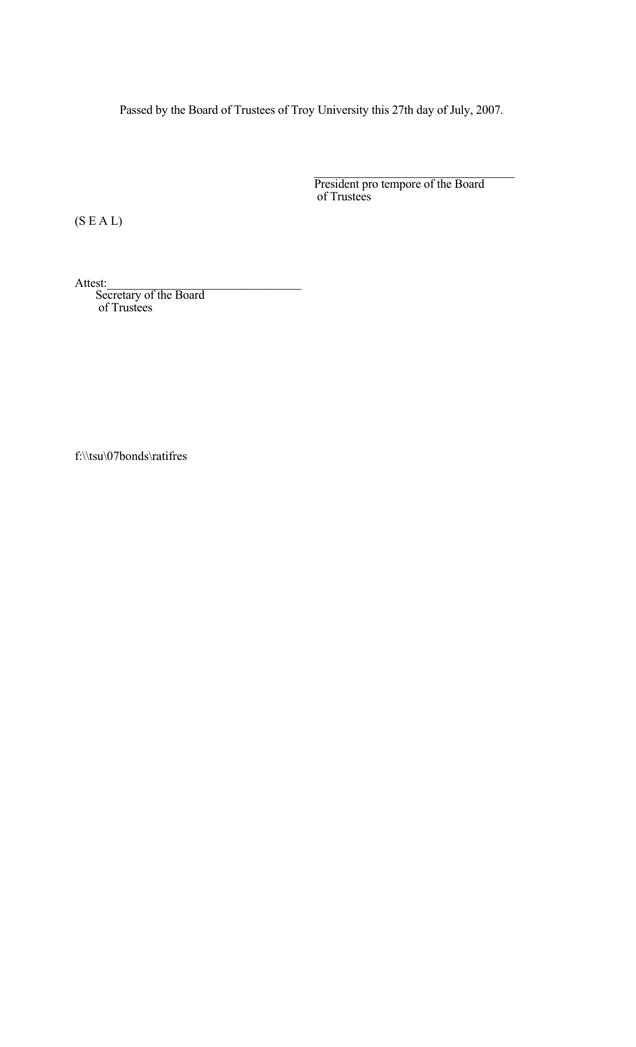Passed by the Board of Trustees of Troy University this 27th day of July, 2007.

\_\_\_\_\_\_\_\_\_\_\_\_\_\_\_\_\_\_\_\_\_\_\_\_\_\_\_\_\_\_\_\_\_\_\_
President pro tempore of the Board of Trustees

(S E A L)

Attest:\_\_\_\_\_\_\_\_\_\_\_\_\_\_\_\_\_\_\_\_\_\_\_\_\_\_\_\_\_\_\_\_\_\_\_
Secretary of the Board of Trustees

f:\\tsu\07bonds\ratifres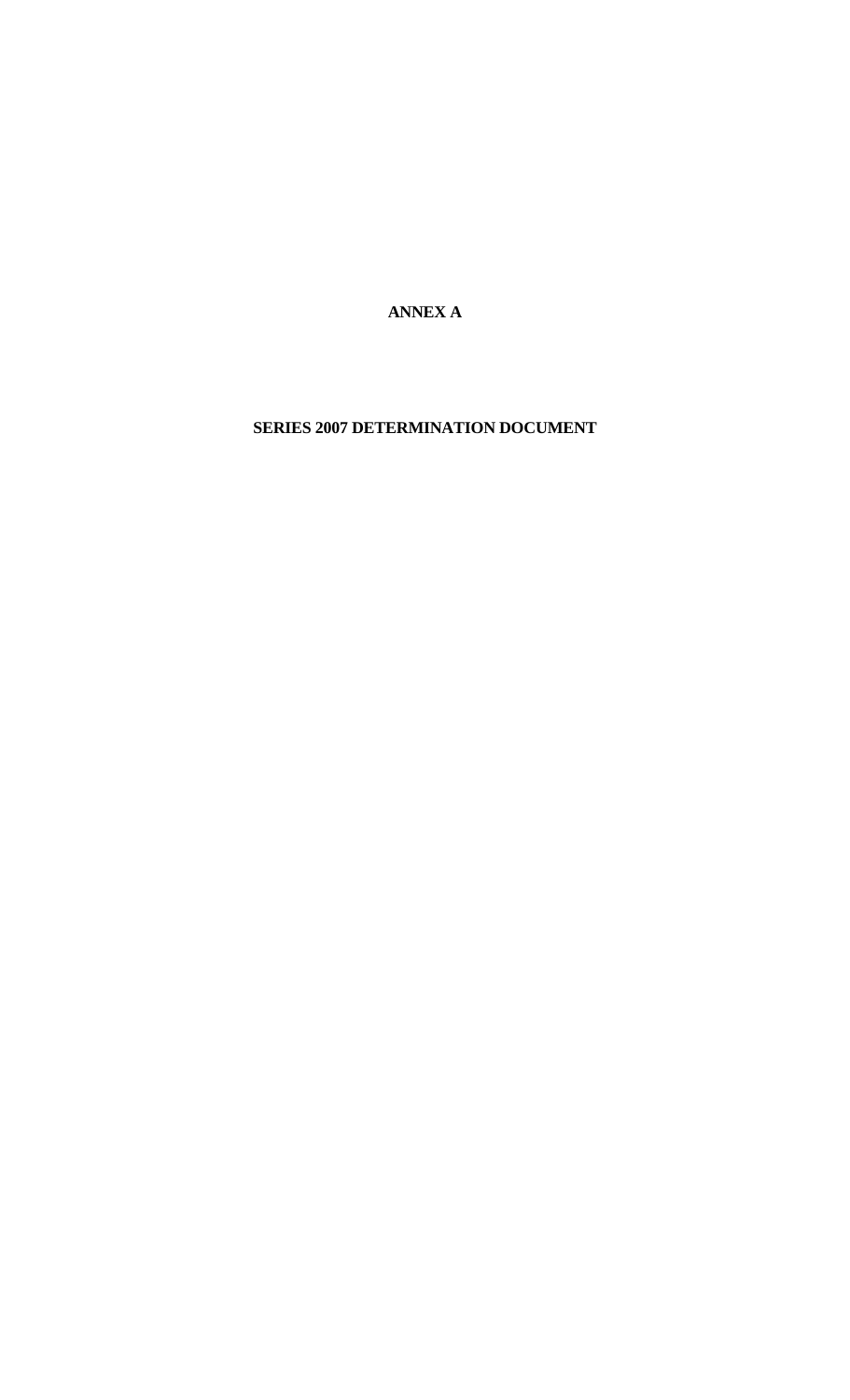# ANNEX A

## SERIES 2007 DETERMINATION DOCUMENT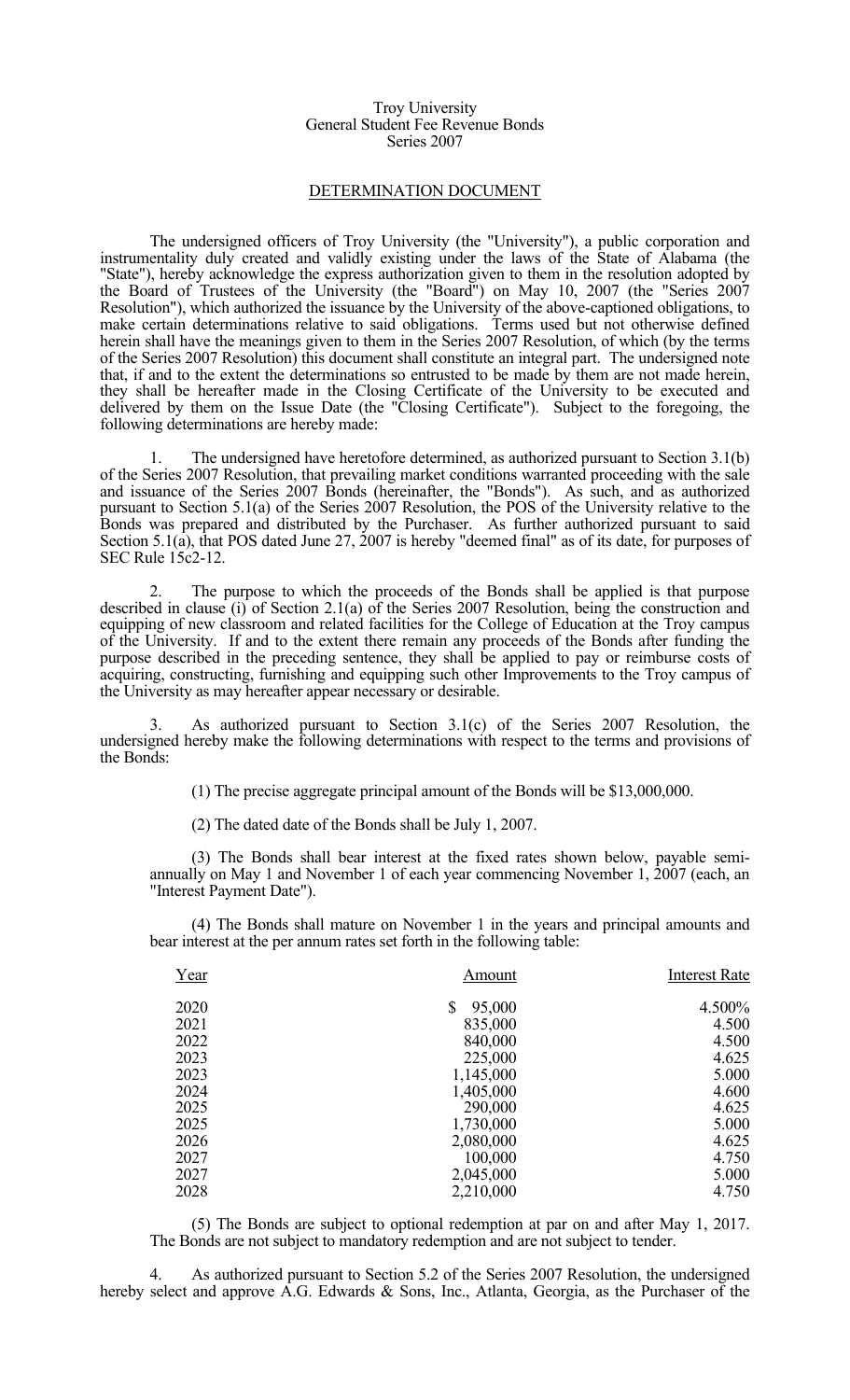Troy University
General Student Fee Revenue Bonds
Series 2007

## DETERMINATION DOCUMENT

The undersigned officers of Troy University (the "University"), a public corporation and instrumentality duly created and validly existing under the laws of the State of Alabama (the "State"), hereby acknowledge the express authorization given to them in the resolution adopted by the Board of Trustees of the University (the "Board") on May 10, 2007 (the "Series 2007 Resolution"), which authorized the issuance by the University of the above-captioned obligations, to make certain determinations relative to said obligations. Terms used but not otherwise defined herein shall have the meanings given to them in the Series 2007 Resolution, of which (by the terms of the Series 2007 Resolution) this document shall constitute an integral part. The undersigned note that, if and to the extent the determinations so entrusted to be made by them are not made herein, they shall be hereafter made in the Closing Certificate of the University to be executed and delivered by them on the Issue Date (the "Closing Certificate"). Subject to the foregoing, the following determinations are hereby made:

1. The undersigned have heretofore determined, as authorized pursuant to Section 3.1(b) of the Series 2007 Resolution, that prevailing market conditions warranted proceeding with the sale and issuance of the Series 2007 Bonds (hereinafter, the "Bonds"). As such, and as authorized pursuant to Section 5.1(a) of the Series 2007 Resolution, the POS of the University relative to the Bonds was prepared and distributed by the Purchaser. As further authorized pursuant to said Section 5.1(a), that POS dated June 27, 2007 is hereby "deemed final" as of its date, for purposes of SEC Rule 15c2-12.

2. The purpose to which the proceeds of the Bonds shall be applied is that purpose described in clause (i) of Section 2.1(a) of the Series 2007 Resolution, being the construction and equipping of new classroom and related facilities for the College of Education at the Troy campus of the University. If and to the extent there remain any proceeds of the Bonds after funding the purpose described in the preceding sentence, they shall be applied to pay or reimburse costs of acquiring, constructing, furnishing and equipping such other Improvements to the Troy campus of the University as may hereafter appear necessary or desirable.

3. As authorized pursuant to Section 3.1(c) of the Series 2007 Resolution, the undersigned hereby make the following determinations with respect to the terms and provisions of the Bonds:

(1) The precise aggregate principal amount of the Bonds will be $13,000,000.

(2) The dated date of the Bonds shall be July 1, 2007.

(3) The Bonds shall bear interest at the fixed rates shown below, payable semi-annually on May 1 and November 1 of each year commencing November 1, 2007 (each, an "Interest Payment Date").

(4) The Bonds shall mature on November 1 in the years and principal amounts and bear interest at the per annum rates set forth in the following table:

| Year | Amount | Interest Rate |
|---|---|---|
| 2020 | $ 95,000 | 4.500% |
| 2021 | 835,000 | 4.500 |
| 2022 | 840,000 | 4.500 |
| 2023 | 225,000 | 4.625 |
| 2023 | 1,145,000 | 5.000 |
| 2024 | 1,405,000 | 4.600 |
| 2025 | 290,000 | 4.625 |
| 2025 | 1,730,000 | 5.000 |
| 2026 | 2,080,000 | 4.625 |
| 2027 | 100,000 | 4.750 |
| 2027 | 2,045,000 | 5.000 |
| 2028 | 2,210,000 | 4.750 |

(5) The Bonds are subject to optional redemption at par on and after May 1, 2017. The Bonds are not subject to mandatory redemption and are not subject to tender.

4. As authorized pursuant to Section 5.2 of the Series 2007 Resolution, the undersigned hereby select and approve A.G. Edwards & Sons, Inc., Atlanta, Georgia, as the Purchaser of the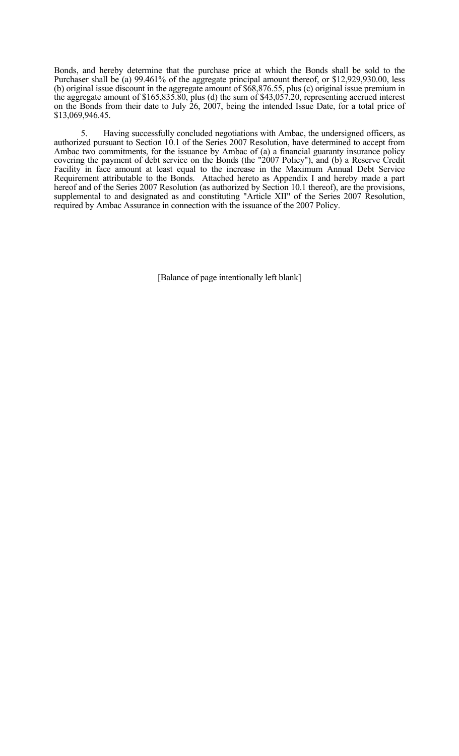Bonds, and hereby determine that the purchase price at which the Bonds shall be sold to the Purchaser shall be (a) 99.461% of the aggregate principal amount thereof, or $12,929,930.00, less (b) original issue discount in the aggregate amount of $68,876.55, plus (c) original issue premium in the aggregate amount of $165,835.80, plus (d) the sum of $43,057.20, representing accrued interest on the Bonds from their date to July 26, 2007, being the intended Issue Date, for a total price of $13,069,946.45.

5. Having successfully concluded negotiations with Ambac, the undersigned officers, as authorized pursuant to Section 10.1 of the Series 2007 Resolution, have determined to accept from Ambac two commitments, for the issuance by Ambac of (a) a financial guaranty insurance policy covering the payment of debt service on the Bonds (the "2007 Policy"), and (b) a Reserve Credit Facility in face amount at least equal to the increase in the Maximum Annual Debt Service Requirement attributable to the Bonds. Attached hereto as Appendix I and hereby made a part hereof and of the Series 2007 Resolution (as authorized by Section 10.1 thereof), are the provisions, supplemental to and designated as and constituting "Article XII" of the Series 2007 Resolution, required by Ambac Assurance in connection with the issuance of the 2007 Policy.

[Balance of page intentionally left blank]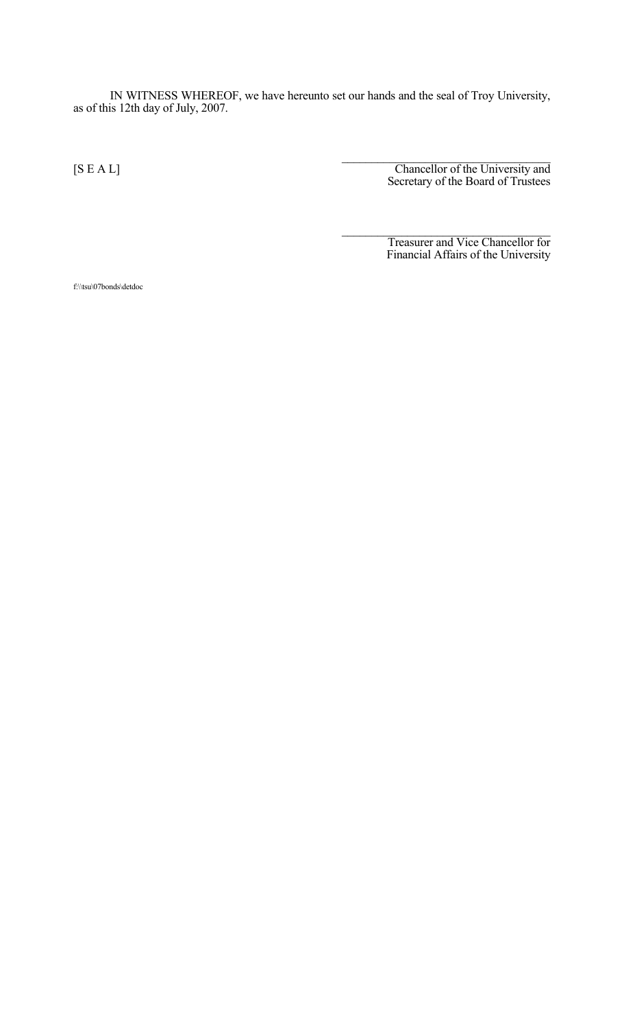IN WITNESS WHEREOF, we have hereunto set our hands and the seal of Troy University, as of this 12th day of July, 2007.

[S E A L]

\_\_\_\_\_\_\_\_\_\_\_\_\_\_\_\_\_\_\_\_\_\_\_\_\_\_\_\_\_\_\_\_\_\_\_\_
Chancellor of the University and
Secretary of the Board of Trustees

\_\_\_\_\_\_\_\_\_\_\_\_\_\_\_\_\_\_\_\_\_\_\_\_\_\_\_\_\_\_\_\_\_\_\_\_
Treasurer and Vice Chancellor for
Financial Affairs of the University

f:\\tsu\07bonds\detdoc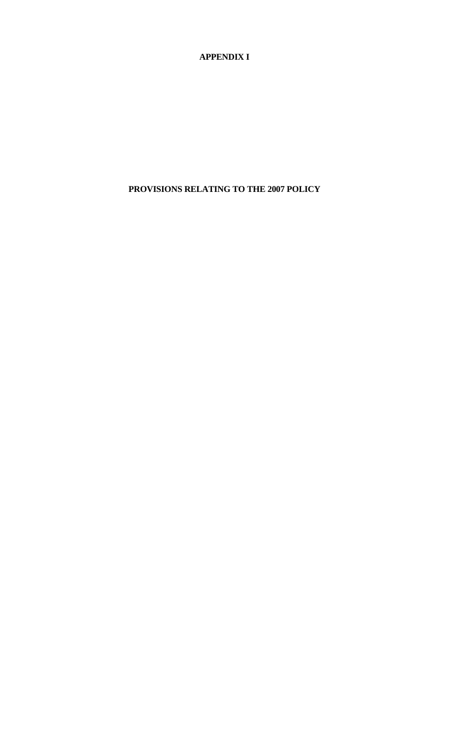# APPENDIX I

## PROVISIONS RELATING TO THE 2007 POLICY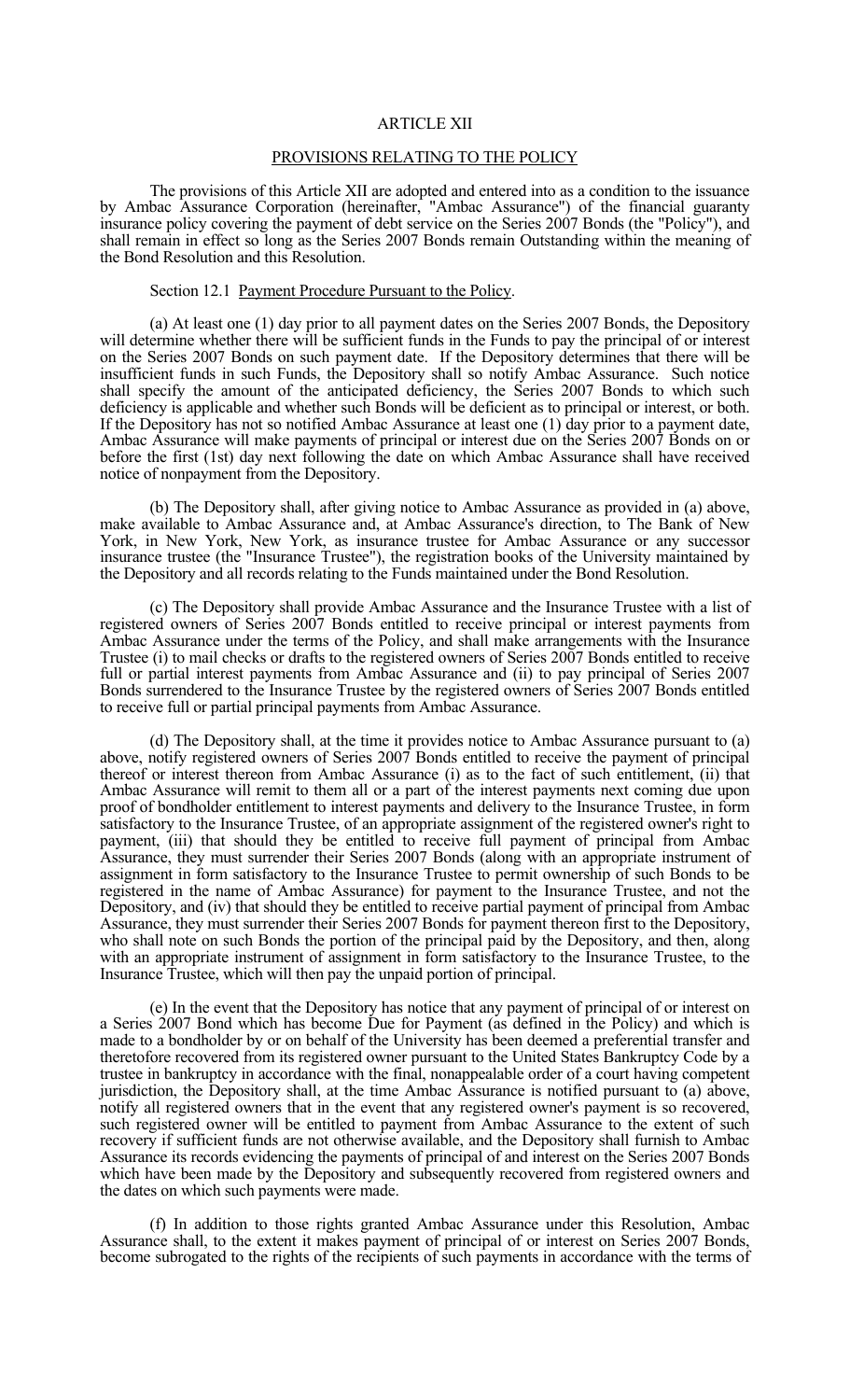## ARTICLE XII

## PROVISIONS RELATING TO THE POLICY

The provisions of this Article XII are adopted and entered into as a condition to the issuance by Ambac Assurance Corporation (hereinafter, "Ambac Assurance") of the financial guaranty insurance policy covering the payment of debt service on the Series 2007 Bonds (the "Policy"), and shall remain in effect so long as the Series 2007 Bonds remain Outstanding within the meaning of the Bond Resolution and this Resolution.

Section 12.1 Payment Procedure Pursuant to the Policy.

(a) At least one (1) day prior to all payment dates on the Series 2007 Bonds, the Depository will determine whether there will be sufficient funds in the Funds to pay the principal of or interest on the Series 2007 Bonds on such payment date. If the Depository determines that there will be insufficient funds in such Funds, the Depository shall so notify Ambac Assurance. Such notice shall specify the amount of the anticipated deficiency, the Series 2007 Bonds to which such deficiency is applicable and whether such Bonds will be deficient as to principal or interest, or both. If the Depository has not so notified Ambac Assurance at least one (1) day prior to a payment date, Ambac Assurance will make payments of principal or interest due on the Series 2007 Bonds on or before the first (1st) day next following the date on which Ambac Assurance shall have received notice of nonpayment from the Depository.

(b) The Depository shall, after giving notice to Ambac Assurance as provided in (a) above, make available to Ambac Assurance and, at Ambac Assurance's direction, to The Bank of New York, in New York, New York, as insurance trustee for Ambac Assurance or any successor insurance trustee (the "Insurance Trustee"), the registration books of the University maintained by the Depository and all records relating to the Funds maintained under the Bond Resolution.

(c) The Depository shall provide Ambac Assurance and the Insurance Trustee with a list of registered owners of Series 2007 Bonds entitled to receive principal or interest payments from Ambac Assurance under the terms of the Policy, and shall make arrangements with the Insurance Trustee (i) to mail checks or drafts to the registered owners of Series 2007 Bonds entitled to receive full or partial interest payments from Ambac Assurance and (ii) to pay principal of Series 2007 Bonds surrendered to the Insurance Trustee by the registered owners of Series 2007 Bonds entitled to receive full or partial principal payments from Ambac Assurance.

(d) The Depository shall, at the time it provides notice to Ambac Assurance pursuant to (a) above, notify registered owners of Series 2007 Bonds entitled to receive the payment of principal thereof or interest thereon from Ambac Assurance (i) as to the fact of such entitlement, (ii) that Ambac Assurance will remit to them all or a part of the interest payments next coming due upon proof of bondholder entitlement to interest payments and delivery to the Insurance Trustee, in form satisfactory to the Insurance Trustee, of an appropriate assignment of the registered owner's right to payment, (iii) that should they be entitled to receive full payment of principal from Ambac Assurance, they must surrender their Series 2007 Bonds (along with an appropriate instrument of assignment in form satisfactory to the Insurance Trustee to permit ownership of such Bonds to be registered in the name of Ambac Assurance) for payment to the Insurance Trustee, and not the Depository, and (iv) that should they be entitled to receive partial payment of principal from Ambac Assurance, they must surrender their Series 2007 Bonds for payment thereon first to the Depository, who shall note on such Bonds the portion of the principal paid by the Depository, and then, along with an appropriate instrument of assignment in form satisfactory to the Insurance Trustee, to the Insurance Trustee, which will then pay the unpaid portion of principal.

(e) In the event that the Depository has notice that any payment of principal of or interest on a Series 2007 Bond which has become Due for Payment (as defined in the Policy) and which is made to a bondholder by or on behalf of the University has been deemed a preferential transfer and theretofore recovered from its registered owner pursuant to the United States Bankruptcy Code by a trustee in bankruptcy in accordance with the final, nonappealable order of a court having competent jurisdiction, the Depository shall, at the time Ambac Assurance is notified pursuant to (a) above, notify all registered owners that in the event that any registered owner's payment is so recovered, such registered owner will be entitled to payment from Ambac Assurance to the extent of such recovery if sufficient funds are not otherwise available, and the Depository shall furnish to Ambac Assurance its records evidencing the payments of principal of and interest on the Series 2007 Bonds which have been made by the Depository and subsequently recovered from registered owners and the dates on which such payments were made.

(f) In addition to those rights granted Ambac Assurance under this Resolution, Ambac Assurance shall, to the extent it makes payment of principal of or interest on Series 2007 Bonds, become subrogated to the rights of the recipients of such payments in accordance with the terms of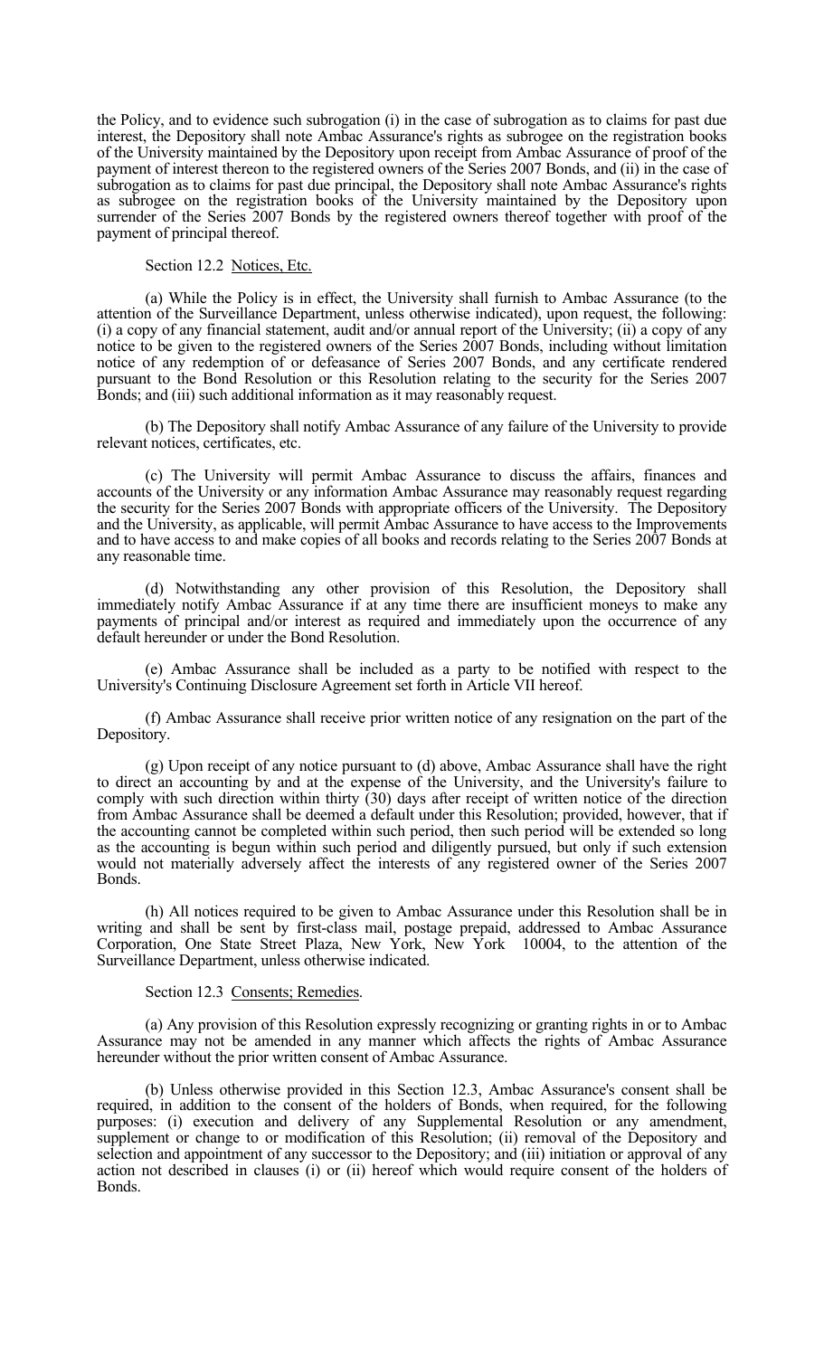the Policy, and to evidence such subrogation (i) in the case of subrogation as to claims for past due interest, the Depository shall note Ambac Assurance's rights as subrogee on the registration books of the University maintained by the Depository upon receipt from Ambac Assurance of proof of the payment of interest thereon to the registered owners of the Series 2007 Bonds, and (ii) in the case of subrogation as to claims for past due principal, the Depository shall note Ambac Assurance's rights as subrogee on the registration books of the University maintained by the Depository upon surrender of the Series 2007 Bonds by the registered owners thereof together with proof of the payment of principal thereof.

Section 12.2 Notices, Etc.

(a) While the Policy is in effect, the University shall furnish to Ambac Assurance (to the attention of the Surveillance Department, unless otherwise indicated), upon request, the following: (i) a copy of any financial statement, audit and/or annual report of the University; (ii) a copy of any notice to be given to the registered owners of the Series 2007 Bonds, including without limitation notice of any redemption of or defeasance of Series 2007 Bonds, and any certificate rendered pursuant to the Bond Resolution or this Resolution relating to the security for the Series 2007 Bonds; and (iii) such additional information as it may reasonably request.

(b) The Depository shall notify Ambac Assurance of any failure of the University to provide relevant notices, certificates, etc.

(c) The University will permit Ambac Assurance to discuss the affairs, finances and accounts of the University or any information Ambac Assurance may reasonably request regarding the security for the Series 2007 Bonds with appropriate officers of the University. The Depository and the University, as applicable, will permit Ambac Assurance to have access to the Improvements and to have access to and make copies of all books and records relating to the Series 2007 Bonds at any reasonable time.

(d) Notwithstanding any other provision of this Resolution, the Depository shall immediately notify Ambac Assurance if at any time there are insufficient moneys to make any payments of principal and/or interest as required and immediately upon the occurrence of any default hereunder or under the Bond Resolution.

(e) Ambac Assurance shall be included as a party to be notified with respect to the University's Continuing Disclosure Agreement set forth in Article VII hereof.

(f) Ambac Assurance shall receive prior written notice of any resignation on the part of the Depository.

(g) Upon receipt of any notice pursuant to (d) above, Ambac Assurance shall have the right to direct an accounting by and at the expense of the University, and the University's failure to comply with such direction within thirty (30) days after receipt of written notice of the direction from Ambac Assurance shall be deemed a default under this Resolution; provided, however, that if the accounting cannot be completed within such period, then such period will be extended so long as the accounting is begun within such period and diligently pursued, but only if such extension would not materially adversely affect the interests of any registered owner of the Series 2007 Bonds.

(h) All notices required to be given to Ambac Assurance under this Resolution shall be in writing and shall be sent by first-class mail, postage prepaid, addressed to Ambac Assurance Corporation, One State Street Plaza, New York, New York 10004, to the attention of the Surveillance Department, unless otherwise indicated.

Section 12.3 Consents; Remedies.

(a) Any provision of this Resolution expressly recognizing or granting rights in or to Ambac Assurance may not be amended in any manner which affects the rights of Ambac Assurance hereunder without the prior written consent of Ambac Assurance.

(b) Unless otherwise provided in this Section 12.3, Ambac Assurance's consent shall be required, in addition to the consent of the holders of Bonds, when required, for the following purposes: (i) execution and delivery of any Supplemental Resolution or any amendment, supplement or change to or modification of this Resolution; (ii) removal of the Depository and selection and appointment of any successor to the Depository; and (iii) initiation or approval of any action not described in clauses (i) or (ii) hereof which would require consent of the holders of Bonds.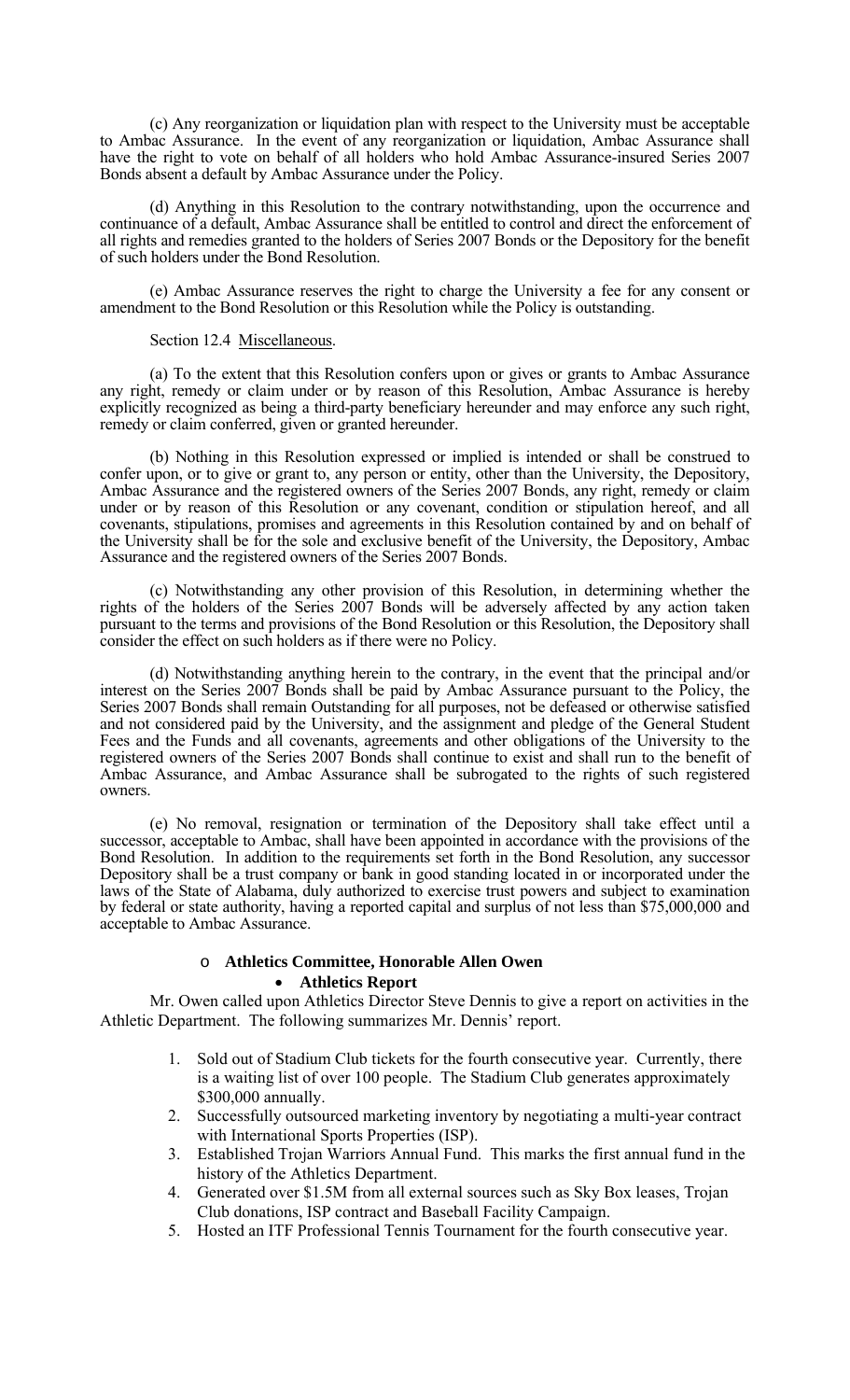(c) Any reorganization or liquidation plan with respect to the University must be acceptable to Ambac Assurance. In the event of any reorganization or liquidation, Ambac Assurance shall have the right to vote on behalf of all holders who hold Ambac Assurance-insured Series 2007 Bonds absent a default by Ambac Assurance under the Policy.

(d) Anything in this Resolution to the contrary notwithstanding, upon the occurrence and continuance of a default, Ambac Assurance shall be entitled to control and direct the enforcement of all rights and remedies granted to the holders of Series 2007 Bonds or the Depository for the benefit of such holders under the Bond Resolution.

(e) Ambac Assurance reserves the right to charge the University a fee for any consent or amendment to the Bond Resolution or this Resolution while the Policy is outstanding.

Section 12.4 Miscellaneous.

(a) To the extent that this Resolution confers upon or gives or grants to Ambac Assurance any right, remedy or claim under or by reason of this Resolution, Ambac Assurance is hereby explicitly recognized as being a third-party beneficiary hereunder and may enforce any such right, remedy or claim conferred, given or granted hereunder.

(b) Nothing in this Resolution expressed or implied is intended or shall be construed to confer upon, or to give or grant to, any person or entity, other than the University, the Depository, Ambac Assurance and the registered owners of the Series 2007 Bonds, any right, remedy or claim under or by reason of this Resolution or any covenant, condition or stipulation hereof, and all covenants, stipulations, promises and agreements in this Resolution contained by and on behalf of the University shall be for the sole and exclusive benefit of the University, the Depository, Ambac Assurance and the registered owners of the Series 2007 Bonds.

(c) Notwithstanding any other provision of this Resolution, in determining whether the rights of the holders of the Series 2007 Bonds will be adversely affected by any action taken pursuant to the terms and provisions of the Bond Resolution or this Resolution, the Depository shall consider the effect on such holders as if there were no Policy.

(d) Notwithstanding anything herein to the contrary, in the event that the principal and/or interest on the Series 2007 Bonds shall be paid by Ambac Assurance pursuant to the Policy, the Series 2007 Bonds shall remain Outstanding for all purposes, not be defeased or otherwise satisfied and not considered paid by the University, and the assignment and pledge of the General Student Fees and the Funds and all covenants, agreements and other obligations of the University to the registered owners of the Series 2007 Bonds shall continue to exist and shall run to the benefit of Ambac Assurance, and Ambac Assurance shall be subrogated to the rights of such registered owners.

(e) No removal, resignation or termination of the Depository shall take effect until a successor, acceptable to Ambac, shall have been appointed in accordance with the provisions of the Bond Resolution. In addition to the requirements set forth in the Bond Resolution, any successor Depository shall be a trust company or bank in good standing located in or incorporated under the laws of the State of Alabama, duly authorized to exercise trust powers and subject to examination by federal or state authority, having a reported capital and surplus of not less than $75,000,000 and acceptable to Ambac Assurance.

- **Athletics Committee, Honorable Allen Owen**
  - **Athletics Report**

Mr. Owen called upon Athletics Director Steve Dennis to give a report on activities in the Athletic Department. The following summarizes Mr. Dennis' report.

1. Sold out of Stadium Club tickets for the fourth consecutive year. Currently, there is a waiting list of over 100 people. The Stadium Club generates approximately $300,000 annually.
2. Successfully outsourced marketing inventory by negotiating a multi-year contract with International Sports Properties (ISP).
3. Established Trojan Warriors Annual Fund. This marks the first annual fund in the history of the Athletics Department.
4. Generated over $1.5M from all external sources such as Sky Box leases, Trojan Club donations, ISP contract and Baseball Facility Campaign.
5. Hosted an ITF Professional Tennis Tournament for the fourth consecutive year.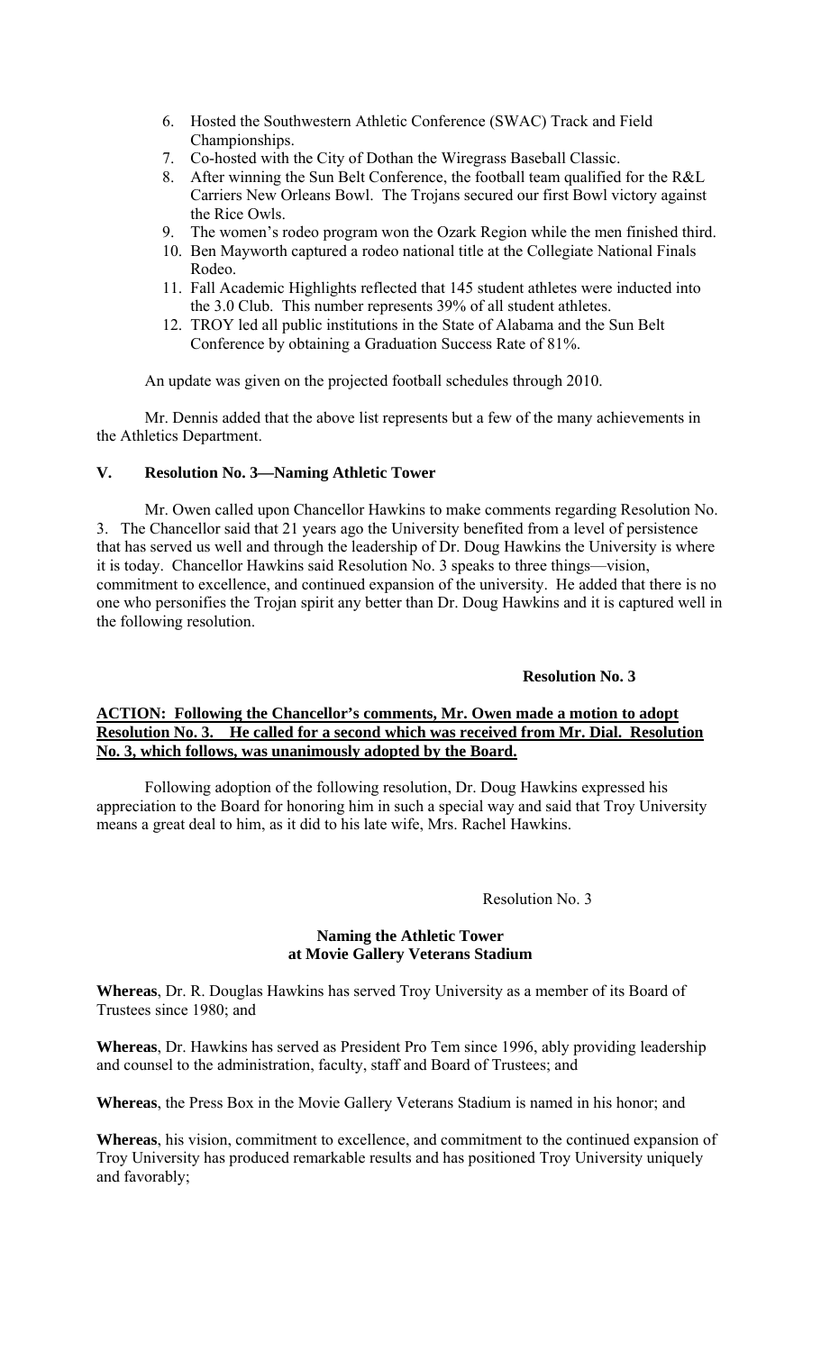6. Hosted the Southwestern Athletic Conference (SWAC) Track and Field Championships.
7. Co-hosted with the City of Dothan the Wiregrass Baseball Classic.
8. After winning the Sun Belt Conference, the football team qualified for the R&L Carriers New Orleans Bowl. The Trojans secured our first Bowl victory against the Rice Owls.
9. The women's rodeo program won the Ozark Region while the men finished third.
10. Ben Mayworth captured a rodeo national title at the Collegiate National Finals Rodeo.
11. Fall Academic Highlights reflected that 145 student athletes were inducted into the 3.0 Club. This number represents 39% of all student athletes.
12. TROY led all public institutions in the State of Alabama and the Sun Belt Conference by obtaining a Graduation Success Rate of 81%.

An update was given on the projected football schedules through 2010.

Mr. Dennis added that the above list represents but a few of the many achievements in the Athletics Department.

## V. Resolution No. 3—Naming Athletic Tower

Mr. Owen called upon Chancellor Hawkins to make comments regarding Resolution No. 3. The Chancellor said that 21 years ago the University benefited from a level of persistence that has served us well and through the leadership of Dr. Doug Hawkins the University is where it is today. Chancellor Hawkins said Resolution No. 3 speaks to three things—vision, commitment to excellence, and continued expansion of the university. He added that there is no one who personifies the Trojan spirit any better than Dr. Doug Hawkins and it is captured well in the following resolution.

**Resolution No. 3**

**ACTION: Following the Chancellor's comments, Mr. Owen made a motion to adopt Resolution No. 3. He called for a second which was received from Mr. Dial. Resolution No. 3, which follows, was unanimously adopted by the Board.**

Following adoption of the following resolution, Dr. Doug Hawkins expressed his appreciation to the Board for honoring him in such a special way and said that Troy University means a great deal to him, as it did to his late wife, Mrs. Rachel Hawkins.

Resolution No. 3

**Naming the Athletic Tower at Movie Gallery Veterans Stadium**

**Whereas**, Dr. R. Douglas Hawkins has served Troy University as a member of its Board of Trustees since 1980; and

**Whereas**, Dr. Hawkins has served as President Pro Tem since 1996, ably providing leadership and counsel to the administration, faculty, staff and Board of Trustees; and

**Whereas**, the Press Box in the Movie Gallery Veterans Stadium is named in his honor; and

**Whereas**, his vision, commitment to excellence, and commitment to the continued expansion of Troy University has produced remarkable results and has positioned Troy University uniquely and favorably;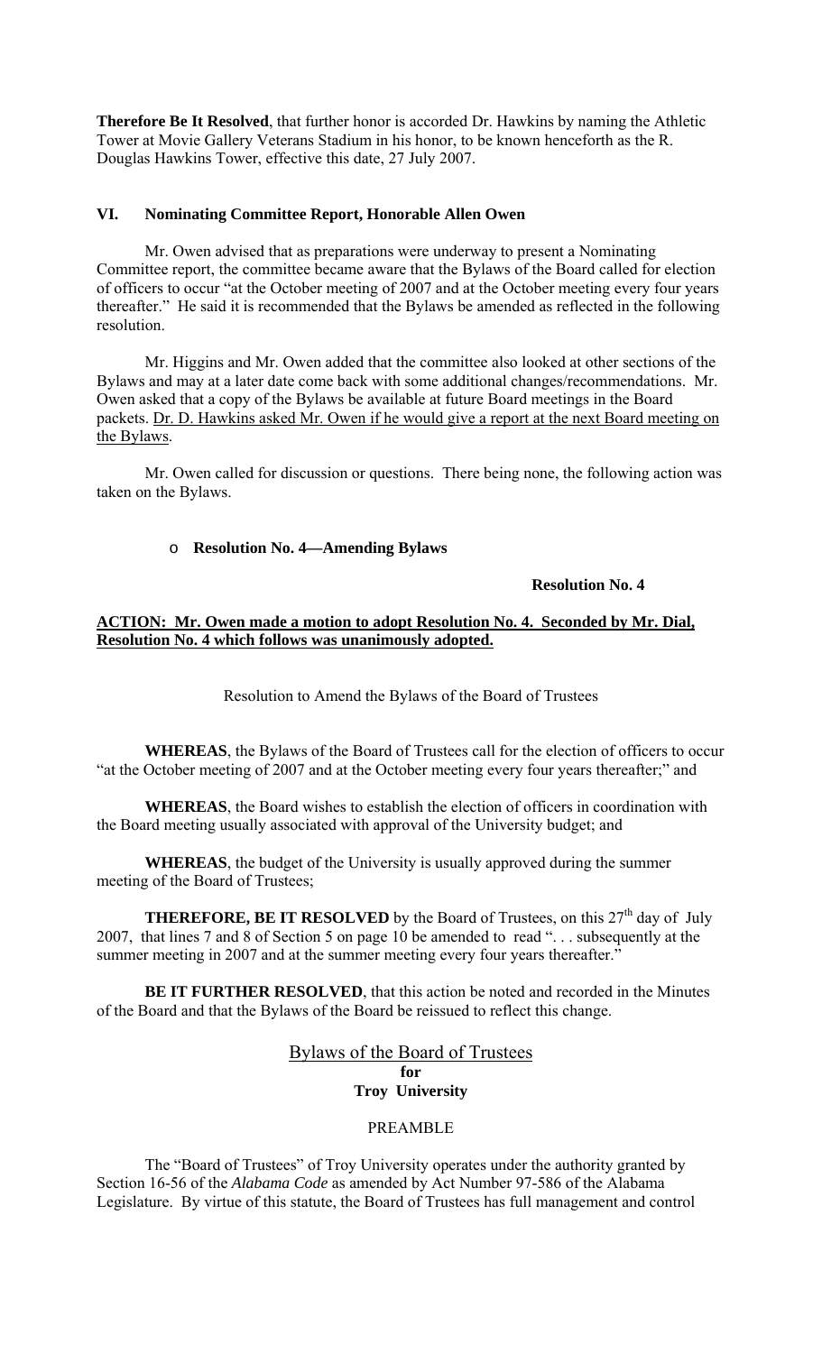**Therefore Be It Resolved**, that further honor is accorded Dr. Hawkins by naming the Athletic Tower at Movie Gallery Veterans Stadium in his honor, to be known henceforth as the R. Douglas Hawkins Tower, effective this date, 27 July 2007.

## VI. Nominating Committee Report, Honorable Allen Owen

Mr. Owen advised that as preparations were underway to present a Nominating Committee report, the committee became aware that the Bylaws of the Board called for election of officers to occur "at the October meeting of 2007 and at the October meeting every four years thereafter." He said it is recommended that the Bylaws be amended as reflected in the following resolution.

Mr. Higgins and Mr. Owen added that the committee also looked at other sections of the Bylaws and may at a later date come back with some additional changes/recommendations. Mr. Owen asked that a copy of the Bylaws be available at future Board meetings in the Board packets. <u>Dr. D. Hawkins asked Mr. Owen if he would give a report at the next Board meeting on the Bylaws</u>.

Mr. Owen called for discussion or questions. There being none, the following action was taken on the Bylaws.

- **Resolution No. 4—Amending Bylaws**

**Resolution No. 4**

**<u>ACTION: Mr. Owen made a motion to adopt Resolution No. 4. Seconded by Mr. Dial, Resolution No. 4 which follows was unanimously adopted.</u>**

Resolution to Amend the Bylaws of the Board of Trustees

**WHEREAS**, the Bylaws of the Board of Trustees call for the election of officers to occur "at the October meeting of 2007 and at the October meeting every four years thereafter;" and

**WHEREAS**, the Board wishes to establish the election of officers in coordination with the Board meeting usually associated with approval of the University budget; and

**WHEREAS**, the budget of the University is usually approved during the summer meeting of the Board of Trustees;

**THEREFORE, BE IT RESOLVED** by the Board of Trustees, on this 27th day of July 2007, that lines 7 and 8 of Section 5 on page 10 be amended to read ". . . subsequently at the summer meeting in 2007 and at the summer meeting every four years thereafter."

**BE IT FURTHER RESOLVED**, that this action be noted and recorded in the Minutes of the Board and that the Bylaws of the Board be reissued to reflect this change.

<u>Bylaws of the Board of Trustees</u>
**for**
**Troy University**

PREAMBLE

The "Board of Trustees" of Troy University operates under the authority granted by Section 16-56 of the *Alabama Code* as amended by Act Number 97-586 of the Alabama Legislature. By virtue of this statute, the Board of Trustees has full management and control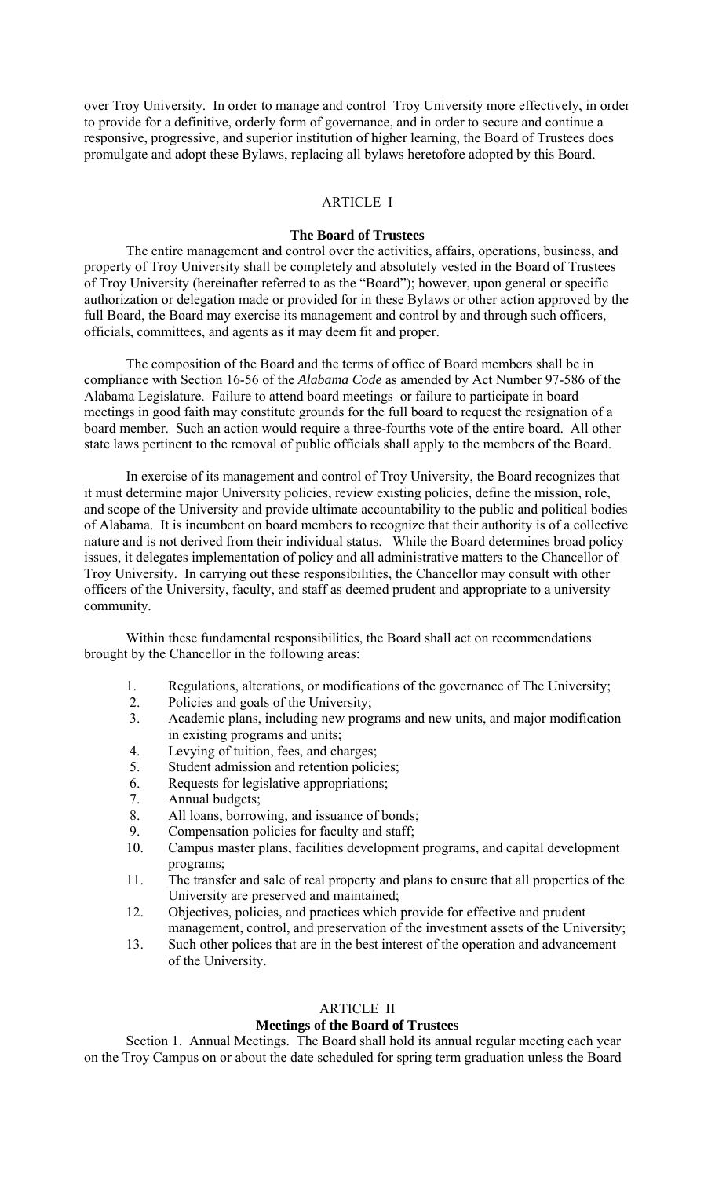over Troy University. In order to manage and control Troy University more effectively, in order to provide for a definitive, orderly form of governance, and in order to secure and continue a responsive, progressive, and superior institution of higher learning, the Board of Trustees does promulgate and adopt these Bylaws, replacing all bylaws heretofore adopted by this Board.

## ARTICLE I

### The Board of Trustees

The entire management and control over the activities, affairs, operations, business, and property of Troy University shall be completely and absolutely vested in the Board of Trustees of Troy University (hereinafter referred to as the "Board"); however, upon general or specific authorization or delegation made or provided for in these Bylaws or other action approved by the full Board, the Board may exercise its management and control by and through such officers, officials, committees, and agents as it may deem fit and proper.

The composition of the Board and the terms of office of Board members shall be in compliance with Section 16-56 of the *Alabama Code* as amended by Act Number 97-586 of the Alabama Legislature. Failure to attend board meetings or failure to participate in board meetings in good faith may constitute grounds for the full board to request the resignation of a board member. Such an action would require a three-fourths vote of the entire board. All other state laws pertinent to the removal of public officials shall apply to the members of the Board.

In exercise of its management and control of Troy University, the Board recognizes that it must determine major University policies, review existing policies, define the mission, role, and scope of the University and provide ultimate accountability to the public and political bodies of Alabama. It is incumbent on board members to recognize that their authority is of a collective nature and is not derived from their individual status. While the Board determines broad policy issues, it delegates implementation of policy and all administrative matters to the Chancellor of Troy University. In carrying out these responsibilities, the Chancellor may consult with other officers of the University, faculty, and staff as deemed prudent and appropriate to a university community.

Within these fundamental responsibilities, the Board shall act on recommendations brought by the Chancellor in the following areas:

1. Regulations, alterations, or modifications of the governance of The University;
2. Policies and goals of the University;
3. Academic plans, including new programs and new units, and major modification in existing programs and units;
4. Levying of tuition, fees, and charges;
5. Student admission and retention policies;
6. Requests for legislative appropriations;
7. Annual budgets;
8. All loans, borrowing, and issuance of bonds;
9. Compensation policies for faculty and staff;
10. Campus master plans, facilities development programs, and capital development programs;
11. The transfer and sale of real property and plans to ensure that all properties of the University are preserved and maintained;
12. Objectives, policies, and practices which provide for effective and prudent management, control, and preservation of the investment assets of the University;
13. Such other polices that are in the best interest of the operation and advancement of the University.

## ARTICLE II

### Meetings of the Board of Trustees

Section 1. Annual Meetings. The Board shall hold its annual regular meeting each year on the Troy Campus on or about the date scheduled for spring term graduation unless the Board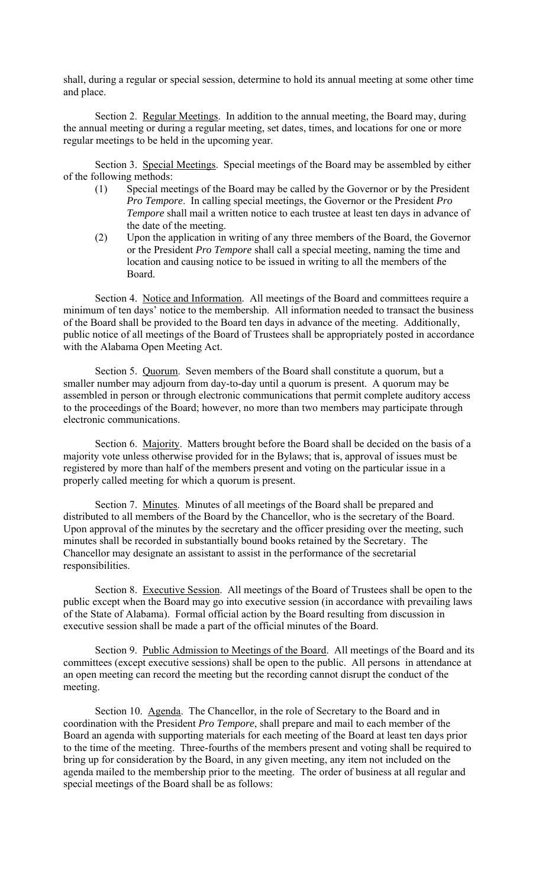shall, during a regular or special session, determine to hold its annual meeting at some other time and place.

Section 2. Regular Meetings. In addition to the annual meeting, the Board may, during the annual meeting or during a regular meeting, set dates, times, and locations for one or more regular meetings to be held in the upcoming year.

Section 3. Special Meetings. Special meetings of the Board may be assembled by either of the following methods:

(1) Special meetings of the Board may be called by the Governor or by the President *Pro Tempore*. In calling special meetings, the Governor or the President *Pro Tempore* shall mail a written notice to each trustee at least ten days in advance of the date of the meeting.

(2) Upon the application in writing of any three members of the Board, the Governor or the President *Pro Tempore* shall call a special meeting, naming the time and location and causing notice to be issued in writing to all the members of the Board.

Section 4. Notice and Information. All meetings of the Board and committees require a minimum of ten days' notice to the membership. All information needed to transact the business of the Board shall be provided to the Board ten days in advance of the meeting. Additionally, public notice of all meetings of the Board of Trustees shall be appropriately posted in accordance with the Alabama Open Meeting Act.

Section 5. Quorum. Seven members of the Board shall constitute a quorum, but a smaller number may adjourn from day-to-day until a quorum is present. A quorum may be assembled in person or through electronic communications that permit complete auditory access to the proceedings of the Board; however, no more than two members may participate through electronic communications.

Section 6. Majority. Matters brought before the Board shall be decided on the basis of a majority vote unless otherwise provided for in the Bylaws; that is, approval of issues must be registered by more than half of the members present and voting on the particular issue in a properly called meeting for which a quorum is present.

Section 7. Minutes. Minutes of all meetings of the Board shall be prepared and distributed to all members of the Board by the Chancellor, who is the secretary of the Board. Upon approval of the minutes by the secretary and the officer presiding over the meeting, such minutes shall be recorded in substantially bound books retained by the Secretary. The Chancellor may designate an assistant to assist in the performance of the secretarial responsibilities.

Section 8. Executive Session. All meetings of the Board of Trustees shall be open to the public except when the Board may go into executive session (in accordance with prevailing laws of the State of Alabama). Formal official action by the Board resulting from discussion in executive session shall be made a part of the official minutes of the Board.

Section 9. Public Admission to Meetings of the Board. All meetings of the Board and its committees (except executive sessions) shall be open to the public. All persons in attendance at an open meeting can record the meeting but the recording cannot disrupt the conduct of the meeting.

Section 10. Agenda. The Chancellor, in the role of Secretary to the Board and in coordination with the President *Pro Tempore*, shall prepare and mail to each member of the Board an agenda with supporting materials for each meeting of the Board at least ten days prior to the time of the meeting. Three-fourths of the members present and voting shall be required to bring up for consideration by the Board, in any given meeting, any item not included on the agenda mailed to the membership prior to the meeting. The order of business at all regular and special meetings of the Board shall be as follows: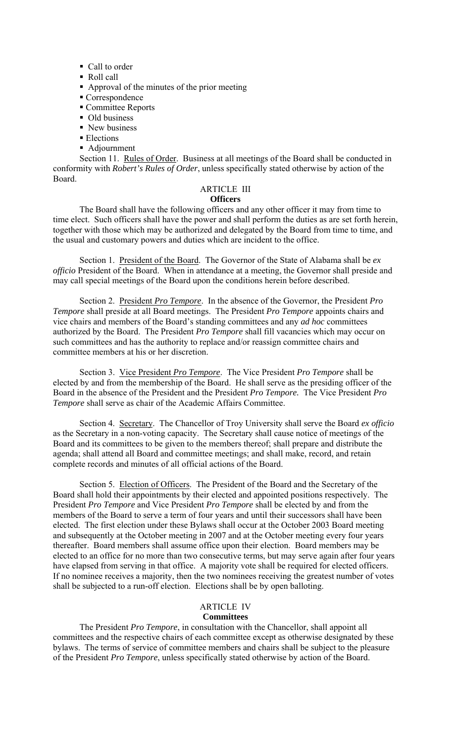- Call to order
- Roll call
- Approval of the minutes of the prior meeting
- Correspondence
- Committee Reports
- Old business
- New business
- Elections
- Adjournment

Section 11. Rules of Order. Business at all meetings of the Board shall be conducted in conformity with *Robert's Rules of Order*, unless specifically stated otherwise by action of the Board.

## ARTICLE III
### Officers

The Board shall have the following officers and any other officer it may from time to time elect. Such officers shall have the power and shall perform the duties as are set forth herein, together with those which may be authorized and delegated by the Board from time to time, and the usual and customary powers and duties which are incident to the office.

Section 1. President of the Board. The Governor of the State of Alabama shall be *ex officio* President of the Board. When in attendance at a meeting, the Governor shall preside and may call special meetings of the Board upon the conditions herein before described.

Section 2. President *Pro Tempore*. In the absence of the Governor, the President *Pro Tempore* shall preside at all Board meetings. The President *Pro Tempore* appoints chairs and vice chairs and members of the Board's standing committees and any *ad hoc* committees authorized by the Board. The President *Pro Tempore* shall fill vacancies which may occur on such committees and has the authority to replace and/or reassign committee chairs and committee members at his or her discretion.

Section 3. Vice President *Pro Tempore*. The Vice President *Pro Tempore* shall be elected by and from the membership of the Board. He shall serve as the presiding officer of the Board in the absence of the President and the President *Pro Tempore.* The Vice President *Pro Tempore* shall serve as chair of the Academic Affairs Committee.

Section 4. Secretary. The Chancellor of Troy University shall serve the Board *ex officio* as the Secretary in a non-voting capacity. The Secretary shall cause notice of meetings of the Board and its committees to be given to the members thereof; shall prepare and distribute the agenda; shall attend all Board and committee meetings; and shall make, record, and retain complete records and minutes of all official actions of the Board.

Section 5. Election of Officers. The President of the Board and the Secretary of the Board shall hold their appointments by their elected and appointed positions respectively. The President *Pro Tempore* and Vice President *Pro Tempore* shall be elected by and from the members of the Board to serve a term of four years and until their successors shall have been elected. The first election under these Bylaws shall occur at the October 2003 Board meeting and subsequently at the October meeting in 2007 and at the October meeting every four years thereafter. Board members shall assume office upon their election. Board members may be elected to an office for no more than two consecutive terms, but may serve again after four years have elapsed from serving in that office. A majority vote shall be required for elected officers. If no nominee receives a majority, then the two nominees receiving the greatest number of votes shall be subjected to a run-off election. Elections shall be by open balloting.

## ARTICLE IV
### Committees

The President *Pro Tempore*, in consultation with the Chancellor, shall appoint all committees and the respective chairs of each committee except as otherwise designated by these bylaws. The terms of service of committee members and chairs shall be subject to the pleasure of the President *Pro Tempore*, unless specifically stated otherwise by action of the Board.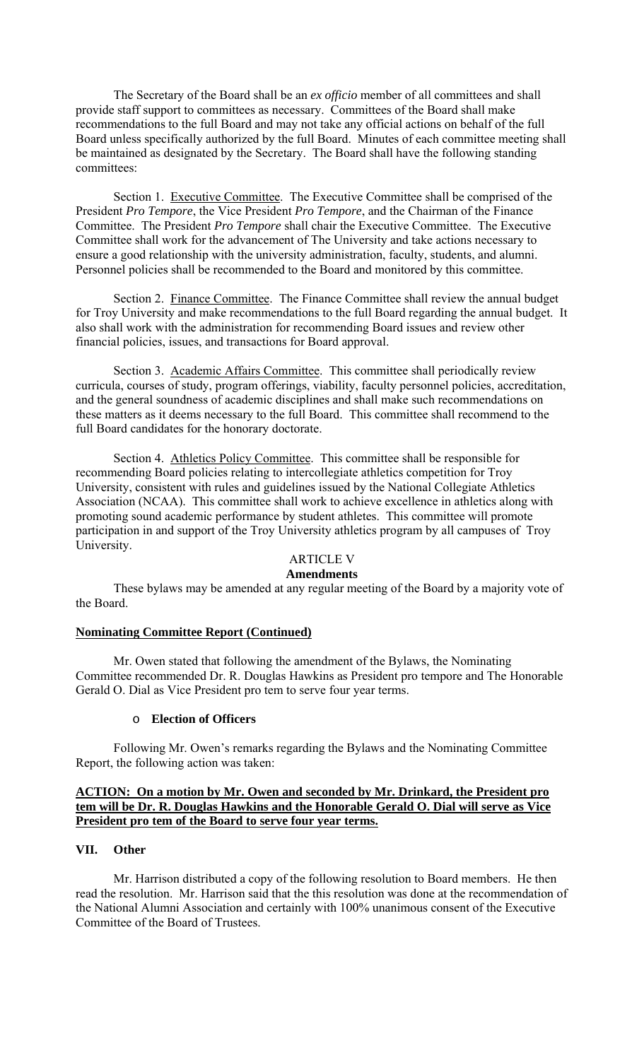The Secretary of the Board shall be an *ex officio* member of all committees and shall provide staff support to committees as necessary. Committees of the Board shall make recommendations to the full Board and may not take any official actions on behalf of the full Board unless specifically authorized by the full Board. Minutes of each committee meeting shall be maintained as designated by the Secretary. The Board shall have the following standing committees:

Section 1. Executive Committee. The Executive Committee shall be comprised of the President *Pro Tempore*, the Vice President *Pro Tempore*, and the Chairman of the Finance Committee. The President *Pro Tempore* shall chair the Executive Committee. The Executive Committee shall work for the advancement of The University and take actions necessary to ensure a good relationship with the university administration, faculty, students, and alumni. Personnel policies shall be recommended to the Board and monitored by this committee.

Section 2. Finance Committee. The Finance Committee shall review the annual budget for Troy University and make recommendations to the full Board regarding the annual budget. It also shall work with the administration for recommending Board issues and review other financial policies, issues, and transactions for Board approval.

Section 3. Academic Affairs Committee. This committee shall periodically review curricula, courses of study, program offerings, viability, faculty personnel policies, accreditation, and the general soundness of academic disciplines and shall make such recommendations on these matters as it deems necessary to the full Board. This committee shall recommend to the full Board candidates for the honorary doctorate.

Section 4. Athletics Policy Committee. This committee shall be responsible for recommending Board policies relating to intercollegiate athletics competition for Troy University, consistent with rules and guidelines issued by the National Collegiate Athletics Association (NCAA). This committee shall work to achieve excellence in athletics along with promoting sound academic performance by student athletes. This committee will promote participation in and support of the Troy University athletics program by all campuses of Troy University.

ARTICLE V

**Amendments**

These bylaws may be amended at any regular meeting of the Board by a majority vote of the Board.

**Nominating Committee Report (Continued)**

Mr. Owen stated that following the amendment of the Bylaws, the Nominating Committee recommended Dr. R. Douglas Hawkins as President pro tempore and The Honorable Gerald O. Dial as Vice President pro tem to serve four year terms.

- **Election of Officers**

Following Mr. Owen's remarks regarding the Bylaws and the Nominating Committee Report, the following action was taken:

**ACTION: On a motion by Mr. Owen and seconded by Mr. Drinkard, the President pro tem will be Dr. R. Douglas Hawkins and the Honorable Gerald O. Dial will serve as Vice President pro tem of the Board to serve four year terms.**

## VII. Other

Mr. Harrison distributed a copy of the following resolution to Board members. He then read the resolution. Mr. Harrison said that the this resolution was done at the recommendation of the National Alumni Association and certainly with 100% unanimous consent of the Executive Committee of the Board of Trustees.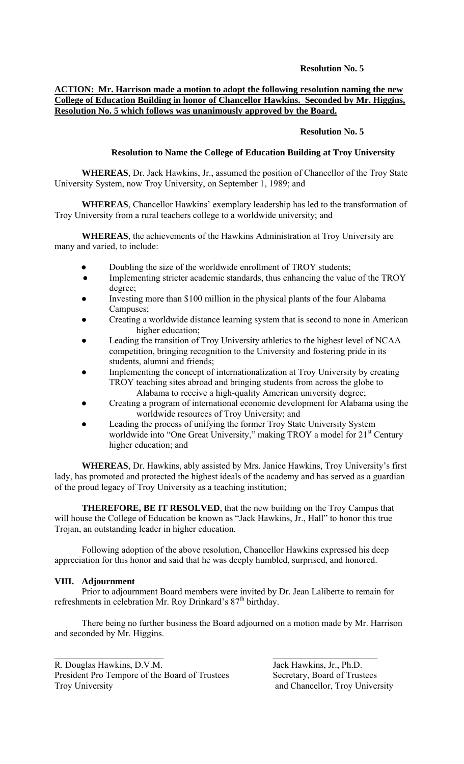**Resolution No. 5**

**ACTION: Mr. Harrison made a motion to adopt the following resolution naming the new College of Education Building in honor of Chancellor Hawkins. Seconded by Mr. Higgins, Resolution No. 5 which follows was unanimously approved by the Board.**

**Resolution No. 5**

**Resolution to Name the College of Education Building at Troy University**

**WHEREAS**, Dr. Jack Hawkins, Jr., assumed the position of Chancellor of the Troy State University System, now Troy University, on September 1, 1989; and

**WHEREAS**, Chancellor Hawkins' exemplary leadership has led to the transformation of Troy University from a rural teachers college to a worldwide university; and

**WHEREAS**, the achievements of the Hawkins Administration at Troy University are many and varied, to include:

- Doubling the size of the worldwide enrollment of TROY students;
- Implementing stricter academic standards, thus enhancing the value of the TROY degree;
- Investing more than \$100 million in the physical plants of the four Alabama Campuses;
- Creating a worldwide distance learning system that is second to none in American higher education;
- Leading the transition of Troy University athletics to the highest level of NCAA competition, bringing recognition to the University and fostering pride in its students, alumni and friends;
- Implementing the concept of internationalization at Troy University by creating TROY teaching sites abroad and bringing students from across the globe to Alabama to receive a high-quality American university degree;
- Creating a program of international economic development for Alabama using the worldwide resources of Troy University; and
- Leading the process of unifying the former Troy State University System worldwide into "One Great University," making TROY a model for 21st Century higher education; and

**WHEREAS**, Dr. Hawkins, ably assisted by Mrs. Janice Hawkins, Troy University's first lady, has promoted and protected the highest ideals of the academy and has served as a guardian of the proud legacy of Troy University as a teaching institution;

**THEREFORE, BE IT RESOLVED**, that the new building on the Troy Campus that will house the College of Education be known as "Jack Hawkins, Jr., Hall" to honor this true Trojan, an outstanding leader in higher education.

Following adoption of the above resolution, Chancellor Hawkins expressed his deep appreciation for this honor and said that he was deeply humbled, surprised, and honored.

**VIII. Adjournment**

Prior to adjournment Board members were invited by Dr. Jean Laliberte to remain for refreshments in celebration Mr. Roy Drinkard's 87th birthday.

There being no further business the Board adjourned on a motion made by Mr. Harrison and seconded by Mr. Higgins.

\_\_\_\_\_\_\_\_\_\_\_\_\_\_\_\_\_\_\_\_\_\_\_\_\_\_\_\_
R. Douglas Hawkins, D.V.M.
President Pro Tempore of the Board of Trustees
Troy University

\_\_\_\_\_\_\_\_\_\_\_\_\_\_\_\_\_\_\_\_\_\_\_\_\_\_\_\_
Jack Hawkins, Jr., Ph.D.
Secretary, Board of Trustees
and Chancellor, Troy University